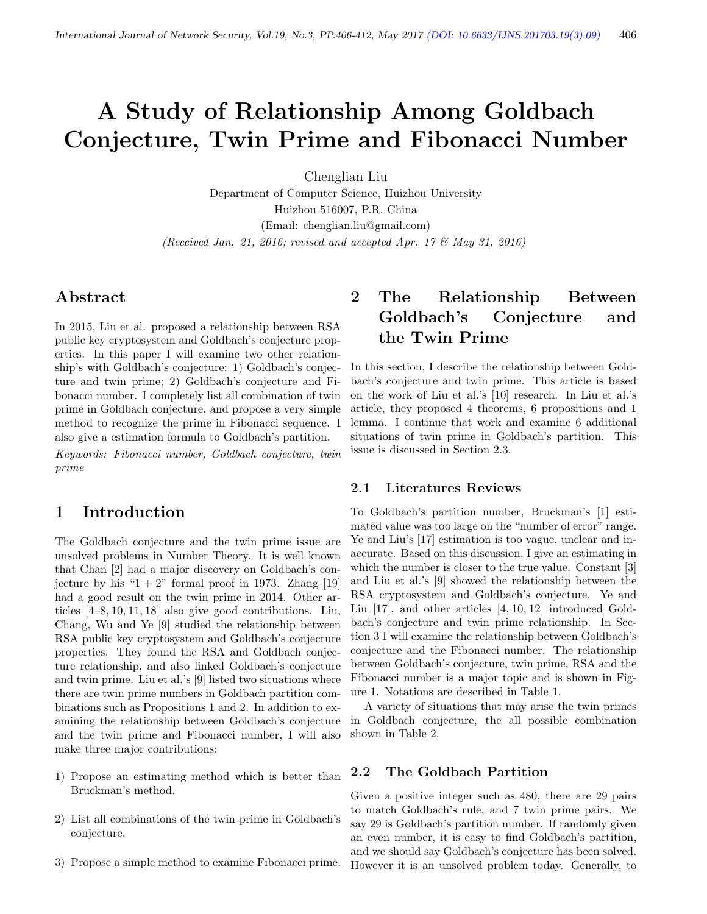# A Study of Relationship Among Goldbach Conjecture, Twin Prime and Fibonacci Number

Chenglian Liu

Department of Computer Science, Huizhou University

Huizhou 516007, P.R. China

(Email: chenglian.liu@gmail.com)

*(Received Jan. 21, 2016; revised and accepted Apr. 17 & May 31, 2016)*

## Abstract

In 2015, Liu et al. proposed a relationship between RSA public key cryptosystem and Goldbach's conjecture properties. In this paper I will examine two other relationship's with Goldbach's conjecture: 1) Goldbach's conjecture and twin prime; 2) Goldbach's conjecture and Fibonacci number. I completely list all combination of twin prime in Goldbach conjecture, and propose a very simple method to recognize the prime in Fibonacci sequence. I also give a estimation formula to Goldbach's partition.

*Keywords: Fibonacci number, Goldbach conjecture, twin prime*

## 1 Introduction

The Goldbach conjecture and the twin prime issue are unsolved problems in Number Theory. It is well known that Chan [2] had a major discovery on Goldbach's conjecture by his "1 + 2" formal proof in 1973. Zhang [19] had a good result on the twin prime in 2014. Other articles [4–8, 10, 11, 18] also give good contributions. Liu, Chang, Wu and Ye [9] studied the relationship between RSA public key cryptosystem and Goldbach's conjecture properties. They found the RSA and Goldbach conjecture relationship, and also linked Goldbach's conjecture and twin prime. Liu et al.'s [9] listed two situations where there are twin prime numbers in Goldbach partition combinations such as Propositions 1 and 2. In addition to examining the relationship between Goldbach's conjecture and the twin prime and Fibonacci number, I will also make three major contributions:

1) Propose an estimating method which is better than Bruckman's method.
2) List all combinations of the twin prime in Goldbach's conjecture.
3) Propose a simple method to examine Fibonacci prime.

## 2 The Relationship Between Goldbach's Conjecture and the Twin Prime

In this section, I describe the relationship between Goldbach's conjecture and twin prime. This article is based on the work of Liu et al.'s [10] research. In Liu et al.'s article, they proposed 4 theorems, 6 propositions and 1 lemma. I continue that work and examine 6 additional situations of twin prime in Goldbach's partition. This issue is discussed in Section 2.3.

### 2.1 Literatures Reviews

To Goldbach's partition number, Bruckman's [1] estimated value was too large on the "number of error" range. Ye and Liu's [17] estimation is too vague, unclear and inaccurate. Based on this discussion, I give an estimating in which the number is closer to the true value. Constant [3] and Liu et al.'s [9] showed the relationship between the RSA cryptosystem and Goldbach's conjecture. Ye and Liu [17], and other articles [4, 10, 12] introduced Goldbach's conjecture and twin prime relationship. In Section 3 I will examine the relationship between Goldbach's conjecture and the Fibonacci number. The relationship between Goldbach's conjecture, twin prime, RSA and the Fibonacci number is a major topic and is shown in Figure 1. Notations are described in Table 1.

A variety of situations that may arise the twin primes in Goldbach conjecture, the all possible combination shown in Table 2.

### 2.2 The Goldbach Partition

Given a positive integer such as 480, there are 29 pairs to match Goldbach's rule, and 7 twin prime pairs. We say 29 is Goldbach's partition number. If randomly given an even number, it is easy to find Goldbach's partition, and we should say Goldbach's conjecture has been solved. However it is an unsolved problem today. Generally, to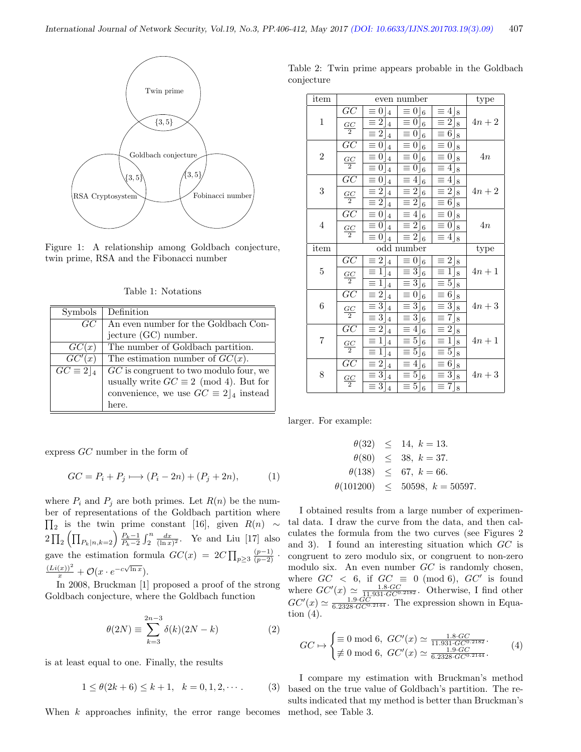Twin prime

{3, 5}

Goldbach conjecture

{3, 5}

{3, 5}

RSA Cryptosystem

Fobinacci number

Figure 1: A relationship among Goldbach conjecture, twin prime, RSA and the Fibonacci number

Table 1: Notations

| Symbols | Definition |
|---|---|
| $GC$ | An even number for the Goldbach Conjecture (GC) number. |
| $GC(x)$ | The number of Goldbach partition. |
| $GC'(x)$ | The estimation number of $GC(x)$. |
| $GC \equiv 2\rfloor_4$ | $GC$ is congruent to two modulo four, we usually write $GC \equiv 2 \pmod 4$. But for convenience, we use $GC \equiv 2\rfloor_4$ instead here. |

express $GC$ number in the form of

$$GC = P_i + P_j \longmapsto (P_i - 2n) + (P_j + 2n), \tag{1}$$

where $P_i$ and $P_j$ are both primes. Let $R(n)$ be the number of representations of the Goldbach partition where $\prod_2$ is the twin prime constant [16], given $R(n) \sim 2\prod_2 \left(\prod_{P_k|n,k=2}\right) \frac{P_k-1}{P_k-2} \int_2^n \frac{dx}{(\ln x)^2}$. Ye and Liu [17] also gave the estimation formula $GC(x) = 2C\prod_{p\geq 3} \frac{(p-1)}{(p-2)} \cdot \frac{(Li(x))^2}{x} + \mathcal{O}(x \cdot e^{-c\sqrt{\ln x}})$.

In 2008, Bruckman [1] proposed a proof of the strong Goldbach conjecture, where the Goldbach function

$$\theta(2N) \equiv \sum_{k=3}^{2n-3} \delta(k)(2N-k) \tag{2}$$

is at least equal to one. Finally, the results

$$1 \leq \theta(2k+6) \leq k+1, \quad k = 0, 1, 2, \cdots. \tag{3}$$

When $k$ approaches infinity, the error range becomes larger. For example:

$$\begin{aligned}
\theta(32) &\leq 14, \ k = 13. \\
\theta(80) &\leq 38, \ k = 37. \\
\theta(138) &\leq 67, \ k = 66. \\
\theta(101200) &\leq 50598, \ k = 50597.
\end{aligned}$$

Table 2: Twin prime appears probable in the Goldbach conjecture

| item | | even number | | | type |
|---|---|---|---|---|---|
| 1 | $GC$ | $\equiv 0\rfloor_4$ | $\equiv 0\rfloor_6$ | $\equiv 4\rfloor_8$ | $4n+2$ |
| | $\frac{GC}{2}$ | $\equiv 2\rfloor_4$ | $\equiv 0\rfloor_6$ | $\equiv 2\rfloor_8$ | |
| | | $\equiv 2\rfloor_4$ | $\equiv 0\rfloor_6$ | $\equiv 6\rfloor_8$ | |
| 2 | $GC$ | $\equiv 0\rfloor_4$ | $\equiv 0\rfloor_6$ | $\equiv 0\rfloor_8$ | $4n$ |
| | $\frac{GC}{2}$ | $\equiv 0\rfloor_4$ | $\equiv 0\rfloor_6$ | $\equiv 0\rfloor_8$ | |
| | | $\equiv 0\rfloor_4$ | $\equiv 0\rfloor_6$ | $\equiv 4\rfloor_8$ | |
| 3 | $GC$ | $\equiv 0\rfloor_4$ | $\equiv 4\rfloor_6$ | $\equiv 4\rfloor_8$ | $4n+2$ |
| | $\frac{GC}{2}$ | $\equiv 2\rfloor_4$ | $\equiv 2\rfloor_6$ | $\equiv 2\rfloor_8$ | |
| | | $\equiv 2\rfloor_4$ | $\equiv 2\rfloor_6$ | $\equiv 6\rfloor_8$ | |
| 4 | $GC$ | $\equiv 0\rfloor_4$ | $\equiv 4\rfloor_6$ | $\equiv 0\rfloor_8$ | $4n$ |
| | $\frac{GC}{2}$ | $\equiv 0\rfloor_4$ | $\equiv 2\rfloor_6$ | $\equiv 0\rfloor_8$ | |
| | | $\equiv 0\rfloor_4$ | $\equiv 2\rfloor_6$ | $\equiv 4\rfloor_8$ | |
| item | | odd number | | | type |
| 5 | $GC$ | $\equiv 2\rfloor_4$ | $\equiv 0\rfloor_6$ | $\equiv 2\rfloor_8$ | $4n+1$ |
| | $\frac{GC}{2}$ | $\equiv 1\rfloor_4$ | $\equiv 3\rfloor_6$ | $\equiv 1\rfloor_8$ | |
| | | $\equiv 1\rfloor_4$ | $\equiv 3\rfloor_6$ | $\equiv 5\rfloor_8$ | |
| 6 | $GC$ | $\equiv 2\rfloor_4$ | $\equiv 0\rfloor_6$ | $\equiv 6\rfloor_8$ | $4n+3$ |
| | $\frac{GC}{2}$ | $\equiv 3\rfloor_4$ | $\equiv 3\rfloor_6$ | $\equiv 3\rfloor_8$ | |
| | | $\equiv 3\rfloor_4$ | $\equiv 3\rfloor_6$ | $\equiv 7\rfloor_8$ | |
| 7 | $GC$ | $\equiv 2\rfloor_4$ | $\equiv 4\rfloor_6$ | $\equiv 2\rfloor_8$ | $4n+1$ |
| | $\frac{GC}{2}$ | $\equiv 1\rfloor_4$ | $\equiv 5\rfloor_6$ | $\equiv 1\rfloor_8$ | |
| | | $\equiv 1\rfloor_4$ | $\equiv 5\rfloor_6$ | $\equiv 5\rfloor_8$ | |
| 8 | $GC$ | $\equiv 2\rfloor_4$ | $\equiv 4\rfloor_6$ | $\equiv 6\rfloor_8$ | $4n+3$ |
| | $\frac{GC}{2}$ | $\equiv 3\rfloor_4$ | $\equiv 5\rfloor_6$ | $\equiv 3\rfloor_8$ | |
| | | $\equiv 3\rfloor_4$ | $\equiv 5\rfloor_6$ | $\equiv 7\rfloor_8$ | |

I obtained results from a large number of experimental data. I draw the curve from the data, and then calculates the formula from the two curves (see Figures 2 and 3). I found an interesting situation which $GC$ is congruent to zero modulo six, or congruent to non-zero modulo six. An even number $GC$ is randomly chosen, where $GC < 6$, if $GC \equiv 0 \pmod 6$, $GC'$ is found where $GC'(x) \simeq \frac{1.8 \cdot GC}{11.931 \cdot GC^{0.2182}}$. Otherwise, I find other $GC'(x) \simeq \frac{1.9 \cdot GC}{6.2328 \cdot GC^{0.2144}}$. The expression shown in Equation (4).

$$GC \mapsto \begin{cases} \equiv 0 \bmod 6, \ GC'(x) \simeq \frac{1.8 \cdot GC}{11.931 \cdot GC^{0.2182}}. \\ \not\equiv 0 \bmod 6, \ GC'(x) \simeq \frac{1.9 \cdot GC}{6.2328 \cdot GC^{0.2144}}. \end{cases} \tag{4}$$

I compare my estimation with Bruckman's method based on the true value of Goldbach's partition. The results indicated that my method is better than Bruckman's method, see Table 3.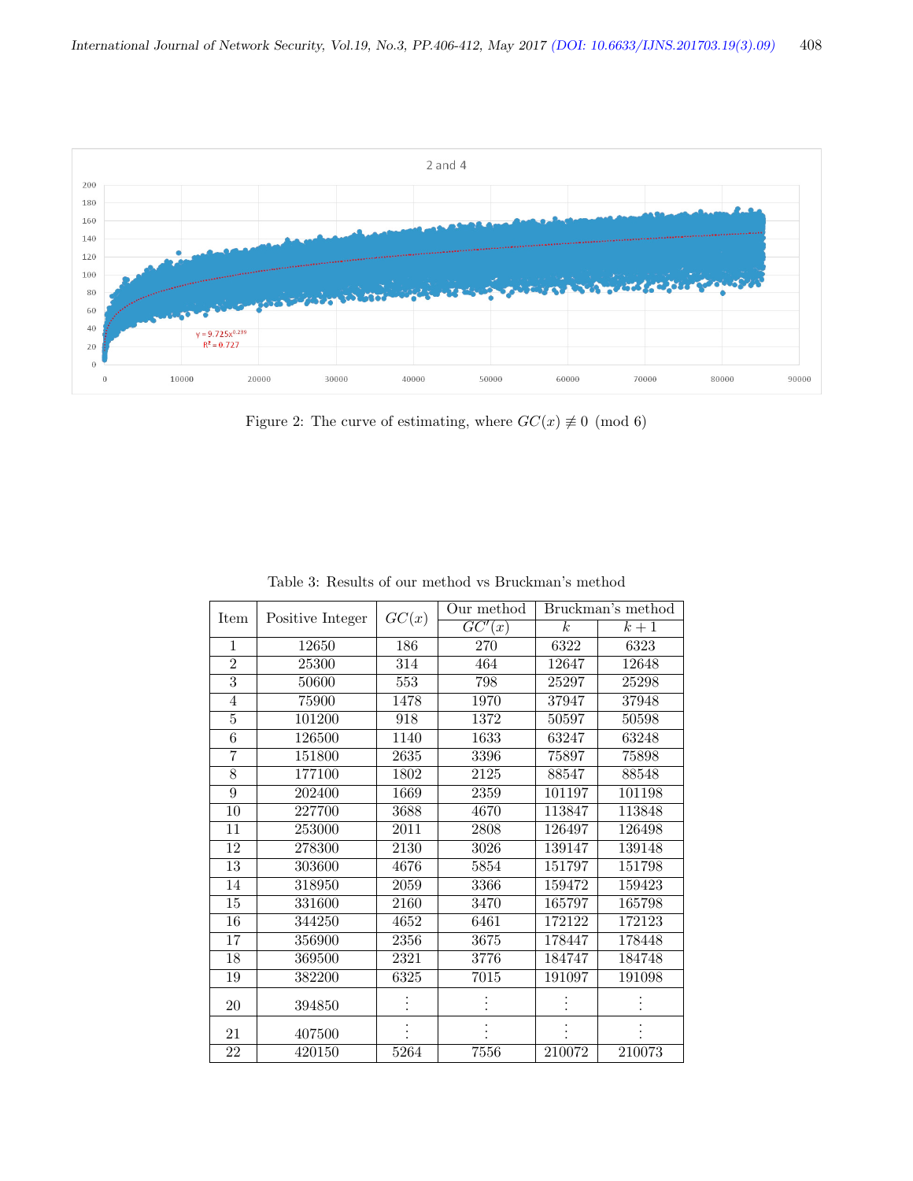Figure 2: The curve of estimating, where $GC(x) \not\equiv 0 \pmod 6$

Table 3: Results of our method vs Bruckman's method

| Item | Positive Integer | $GC(x)$ | Our method | Bruckman's method | |
|---|---|---|---|---|---|
| | | | $GC'(x)$ | $k$ | $k+1$ |
| 1 | 12650 | 186 | 270 | 6322 | 6323 |
| 2 | 25300 | 314 | 464 | 12647 | 12648 |
| 3 | 50600 | 553 | 798 | 25297 | 25298 |
| 4 | 75900 | 1478 | 1970 | 37947 | 37948 |
| 5 | 101200 | 918 | 1372 | 50597 | 50598 |
| 6 | 126500 | 1140 | 1633 | 63247 | 63248 |
| 7 | 151800 | 2635 | 3396 | 75897 | 75898 |
| 8 | 177100 | 1802 | 2125 | 88547 | 88548 |
| 9 | 202400 | 1669 | 2359 | 101197 | 101198 |
| 10 | 227700 | 3688 | 4670 | 113847 | 113848 |
| 11 | 253000 | 2011 | 2808 | 126497 | 126498 |
| 12 | 278300 | 2130 | 3026 | 139147 | 139148 |
| 13 | 303600 | 4676 | 5854 | 151797 | 151798 |
| 14 | 318950 | 2059 | 3366 | 159472 | 159423 |
| 15 | 331600 | 2160 | 3470 | 165797 | 165798 |
| 16 | 344250 | 4652 | 6461 | 172122 | 172123 |
| 17 | 356900 | 2356 | 3675 | 178447 | 178448 |
| 18 | 369500 | 2321 | 3776 | 184747 | 184748 |
| 19 | 382200 | 6325 | 7015 | 191097 | 191098 |
| 20 | 394850 | $\vdots$ | $\vdots$ | $\vdots$ | $\vdots$ |
| 21 | 407500 | $\vdots$ | $\vdots$ | $\vdots$ | $\vdots$ |
| 22 | 420150 | 5264 | 7556 | 210072 | 210073 |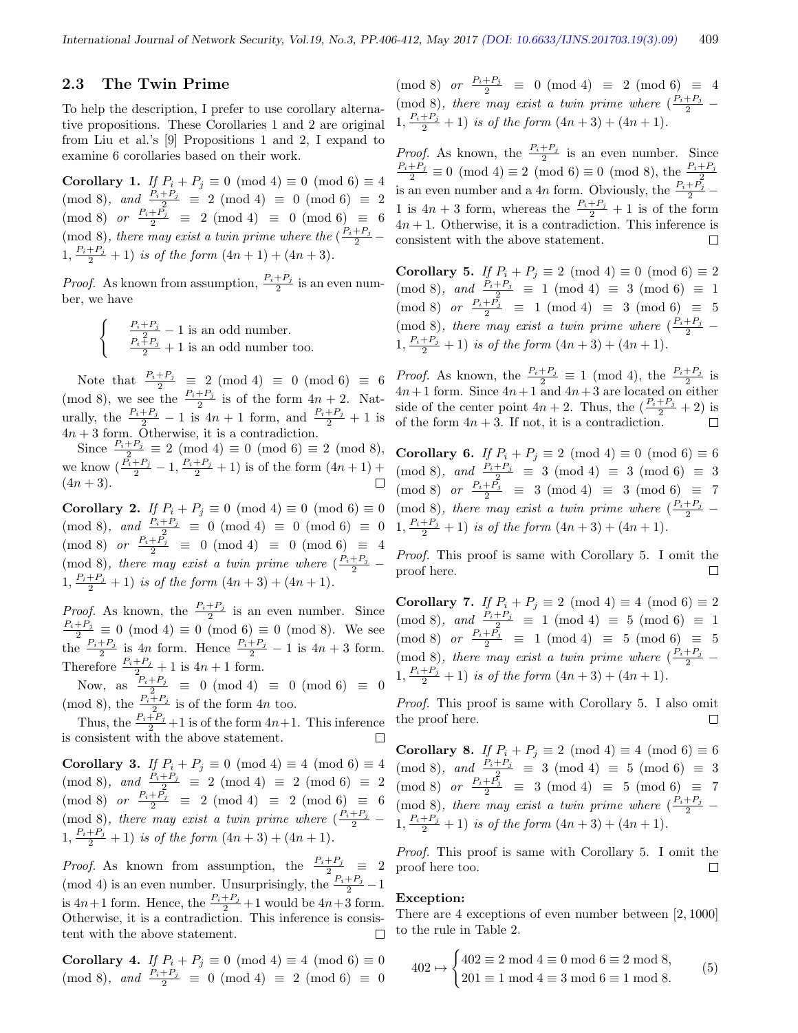### 2.3 The Twin Prime

To help the description, I prefer to use corollary alternative propositions. These Corollaries 1 and 2 are original from Liu et al.'s [9] Propositions 1 and 2, I expand to examine 6 corollaries based on their work.

**Corollary 1.** *If $P_i + P_j \equiv 0 \pmod 4 \equiv 0 \pmod 6 \equiv 4 \pmod 8$, and $\frac{P_i+P_j}{2} \equiv 2 \pmod 4 \equiv 0 \pmod 6 \equiv 2 \pmod 8$ or $\frac{P_i+P_j}{2} \equiv 2 \pmod 4 \equiv 0 \pmod 6 \equiv 6 \pmod 8$, there may exist a twin prime where the $(\frac{P_i+P_j}{2} - 1, \frac{P_i+P_j}{2} + 1)$ is of the form $(4n+1) + (4n+3)$.*

*Proof.* As known from assumption, $\frac{P_i+P_j}{2}$ is an even number, we have

$$\begin{cases} \frac{P_i+P_j}{2} - 1 \text{ is an odd number.} \\ \frac{P_i+P_j}{2} + 1 \text{ is an odd number too.} \end{cases}$$

Note that $\frac{P_i+P_j}{2} \equiv 2 \pmod 4 \equiv 0 \pmod 6 \equiv 6 \pmod 8$, we see the $\frac{P_i+P_j}{2}$ is of the form $4n+2$. Naturally, the $\frac{P_i+P_j}{2} - 1$ is $4n+1$ form, and $\frac{P_i+P_j}{2} + 1$ is $4n+3$ form. Otherwise, it is a contradiction.

Since $\frac{P_i+P_j}{2} \equiv 2 \pmod 4 \equiv 0 \pmod 6 \equiv 2 \pmod 8$, we know $(\frac{P_i+P_j}{2} - 1, \frac{P_i+P_j}{2} + 1)$ is of the form $(4n+1) + (4n+3)$. □

**Corollary 2.** *If $P_i + P_j \equiv 0 \pmod 4 \equiv 0 \pmod 6 \equiv 0 \pmod 8$, and $\frac{P_i+P_j}{2} \equiv 0 \pmod 4 \equiv 0 \pmod 6 \equiv 0 \pmod 8$ or $\frac{P_i+P_j}{2} \equiv 0 \pmod 4 \equiv 0 \pmod 6 \equiv 4 \pmod 8$, there may exist a twin prime where $(\frac{P_i+P_j}{2} - 1, \frac{P_i+P_j}{2} + 1)$ is of the form $(4n+3) + (4n+1)$.*

*Proof.* As known, the $\frac{P_i+P_j}{2}$ is an even number. Since $\frac{P_i+P_j}{2} \equiv 0 \pmod 4 \equiv 0 \pmod 6 \equiv 0 \pmod 8$. We see the $\frac{P_i+P_j}{2}$ is $4n$ form. Hence $\frac{P_i+P_j}{2} - 1$ is $4n+3$ form. Therefore $\frac{P_i+P_j}{2} + 1$ is $4n+1$ form.

Now, as $\frac{P_i+P_j}{2} \equiv 0 \pmod 4 \equiv 0 \pmod 6 \equiv 0 \pmod 8$, the $\frac{P_i+P_j}{2}$ is of the form $4n$ too.

Thus, the $\frac{P_i+P_j}{2} + 1$ is of the form $4n+1$. This inference is consistent with the above statement. □

**Corollary 3.** *If $P_i + P_j \equiv 0 \pmod 4 \equiv 4 \pmod 6 \equiv 4 \pmod 8$, and $\frac{P_i+P_j}{2} \equiv 2 \pmod 4 \equiv 2 \pmod 6 \equiv 2 \pmod 8$ or $\frac{P_i+P_j}{2} \equiv 2 \pmod 4 \equiv 2 \pmod 6 \equiv 6 \pmod 8$, there may exist a twin prime where $(\frac{P_i+P_j}{2} - 1, \frac{P_i+P_j}{2} + 1)$ is of the form $(4n+3) + (4n+1)$.*

*Proof.* As known from assumption, the $\frac{P_i+P_j}{2} \equiv 2 \pmod 4$ is an even number. Unsurprisingly, the $\frac{P_i+P_j}{2} - 1$ is $4n+1$ form. Hence, the $\frac{P_i+P_j}{2} + 1$ would be $4n+3$ form. Otherwise, it is a contradiction. This inference is consistent with the above statement. □

**Corollary 4.** *If $P_i + P_j \equiv 0 \pmod 4 \equiv 4 \pmod 6 \equiv 0 \pmod 8$, and $\frac{P_i+P_j}{2} \equiv 0 \pmod 4 \equiv 2 \pmod 6 \equiv 0 \pmod 8$ or $\frac{P_i+P_j}{2} \equiv 0 \pmod 4 \equiv 2 \pmod 6 \equiv 4 \pmod 8$, there may exist a twin prime where $(\frac{P_i+P_j}{2} - 1, \frac{P_i+P_j}{2} + 1)$ is of the form $(4n+3) + (4n+1)$.*

*Proof.* As known, the $\frac{P_i+P_j}{2}$ is an even number. Since $\frac{P_i+P_j}{2} \equiv 0 \pmod 4 \equiv 2 \pmod 6 \equiv 0 \pmod 8$, the $\frac{P_i+P_j}{2}$ is an even number and a $4n$ form. Obviously, the $\frac{P_i+P_j}{2} - 1$ is $4n+3$ form, whereas the $\frac{P_i+P_j}{2} + 1$ is of the form $4n+1$. Otherwise, it is a contradiction. This inference is consistent with the above statement. □

**Corollary 5.** *If $P_i + P_j \equiv 2 \pmod 4 \equiv 0 \pmod 6 \equiv 2 \pmod 8$, and $\frac{P_i+P_j}{2} \equiv 1 \pmod 4 \equiv 3 \pmod 6 \equiv 1 \pmod 8$ or $\frac{P_i+P_j}{2} \equiv 1 \pmod 4 \equiv 3 \pmod 6 \equiv 5 \pmod 8$, there may exist a twin prime where $(\frac{P_i+P_j}{2} - 1, \frac{P_i+P_j}{2} + 1)$ is of the form $(4n+3) + (4n+1)$.*

*Proof.* As known, the $\frac{P_i+P_j}{2} \equiv 1 \pmod 4$, the $\frac{P_i+P_j}{2}$ is $4n+1$ form. Since $4n+1$ and $4n+3$ are located on either side of the center point $4n+2$. Thus, the $(\frac{P_i+P_j}{2} + 2)$ is of the form $4n+3$. If not, it is a contradiction. □

**Corollary 6.** *If $P_i + P_j \equiv 2 \pmod 4 \equiv 0 \pmod 6 \equiv 6 \pmod 8$, and $\frac{P_i+P_j}{2} \equiv 3 \pmod 4 \equiv 3 \pmod 6 \equiv 3 \pmod 8$ or $\frac{P_i+P_j}{2} \equiv 3 \pmod 4 \equiv 3 \pmod 6 \equiv 7 \pmod 8$, there may exist a twin prime where $(\frac{P_i+P_j}{2} - 1, \frac{P_i+P_j}{2} + 1)$ is of the form $(4n+3) + (4n+1)$.*

*Proof.* This proof is same with Corollary 5. I omit the proof here. □

**Corollary 7.** *If $P_i + P_j \equiv 2 \pmod 4 \equiv 4 \pmod 6 \equiv 2 \pmod 8$, and $\frac{P_i+P_j}{2} \equiv 1 \pmod 4 \equiv 5 \pmod 6 \equiv 1 \pmod 8$ or $\frac{P_i+P_j}{2} \equiv 1 \pmod 4 \equiv 5 \pmod 6 \equiv 5 \pmod 8$, there may exist a twin prime where $(\frac{P_i+P_j}{2} - 1, \frac{P_i+P_j}{2} + 1)$ is of the form $(4n+3) + (4n+1)$.*

*Proof.* This proof is same with Corollary 5. I also omit the proof here. □

**Corollary 8.** *If $P_i + P_j \equiv 2 \pmod 4 \equiv 4 \pmod 6 \equiv 6 \pmod 8$, and $\frac{P_i+P_j}{2} \equiv 3 \pmod 4 \equiv 5 \pmod 6 \equiv 3 \pmod 8$ or $\frac{P_i+P_j}{2} \equiv 3 \pmod 4 \equiv 5 \pmod 6 \equiv 7 \pmod 8$, there may exist a twin prime where $(\frac{P_i+P_j}{2} - 1, \frac{P_i+P_j}{2} + 1)$ is of the form $(4n+3) + (4n+1)$.*

*Proof.* This proof is same with Corollary 5. I omit the proof here too. □

**Exception:**

There are 4 exceptions of even number between $[2, 1000]$ to the rule in Table 2.

$$402 \mapsto \begin{cases} 402 \equiv 2 \bmod 4 \equiv 0 \bmod 6 \equiv 2 \bmod 8, \\ 201 \equiv 1 \bmod 4 \equiv 3 \bmod 6 \equiv 1 \bmod 8. \end{cases} \quad (5)$$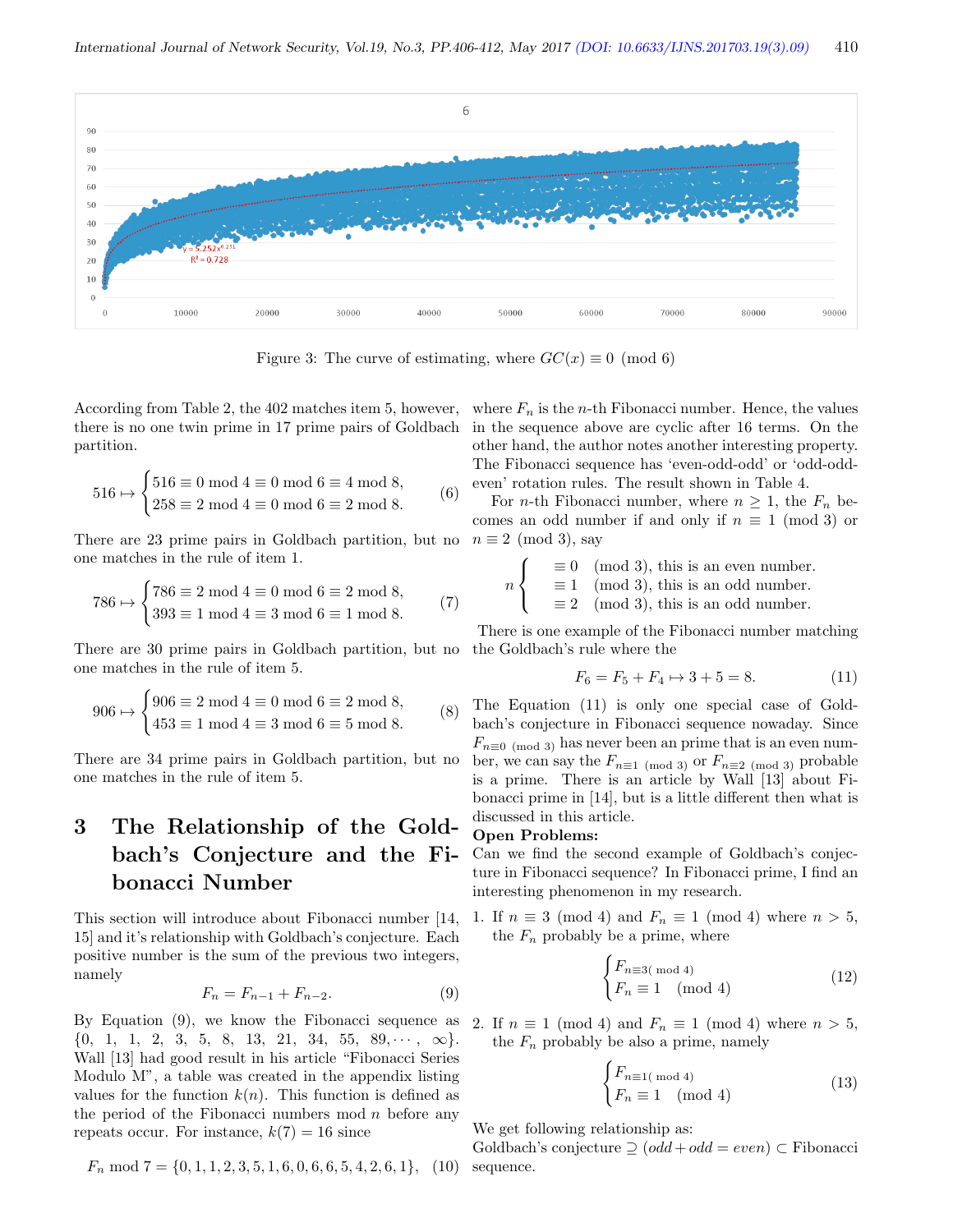Figure 3: The curve of estimating, where $GC(x) \equiv 0 \pmod 6$

According from Table 2, the 402 matches item 5, however, there is no one twin prime in 17 prime pairs of Goldbach partition.

$$516 \mapsto \begin{cases} 516 \equiv 0 \bmod 4 \equiv 0 \bmod 6 \equiv 4 \bmod 8, \\ 258 \equiv 2 \bmod 4 \equiv 0 \bmod 6 \equiv 2 \bmod 8. \end{cases} \quad (6)$$

There are 23 prime pairs in Goldbach partition, but no one matches in the rule of item 1.

$$786 \mapsto \begin{cases} 786 \equiv 2 \bmod 4 \equiv 0 \bmod 6 \equiv 2 \bmod 8, \\ 393 \equiv 1 \bmod 4 \equiv 3 \bmod 6 \equiv 1 \bmod 8. \end{cases} \quad (7)$$

There are 30 prime pairs in Goldbach partition, but no one matches in the rule of item 5.

$$906 \mapsto \begin{cases} 906 \equiv 2 \bmod 4 \equiv 0 \bmod 6 \equiv 2 \bmod 8, \\ 453 \equiv 1 \bmod 4 \equiv 3 \bmod 6 \equiv 5 \bmod 8. \end{cases} \quad (8)$$

There are 34 prime pairs in Goldbach partition, but no one matches in the rule of item 5.

## 3 The Relationship of the Goldbach's Conjecture and the Fibonacci Number

This section will introduce about Fibonacci number [14, 15] and it's relationship with Goldbach's conjecture. Each positive number is the sum of the previous two integers, namely

$$F_n = F_{n-1} + F_{n-2}. \quad (9)$$

By Equation (9), we know the Fibonacci sequence as $\{0, 1, 1, 2, 3, 5, 8, 13, 21, 34, 55, 89, \cdots, \infty\}$. Wall [13] had good result in his article "Fibonacci Series Modulo M", a table was created in the appendix listing values for the function $k(n)$. This function is defined as the period of the Fibonacci numbers mod $n$ before any repeats occur. For instance, $k(7) = 16$ since

$$F_n \bmod 7 = \{0, 1, 1, 2, 3, 5, 1, 6, 0, 6, 6, 5, 4, 2, 6, 1\}, \quad (10)$$

where $F_n$ is the $n$-th Fibonacci number. Hence, the values in the sequence above are cyclic after 16 terms. On the other hand, the author notes another interesting property. The Fibonacci sequence has 'even-odd-odd' or 'odd-odd-even' rotation rules. The result shown in Table 4.

For $n$-th Fibonacci number, where $n \geq 1$, the $F_n$ becomes an odd number if and only if $n \equiv 1 \pmod 3$ or $n \equiv 2 \pmod 3$, say

$$n \begin{cases} \equiv 0 \pmod 3\text{, this is an even number.} \\ \equiv 1 \pmod 3\text{, this is an odd number.} \\ \equiv 2 \pmod 3\text{, this is an odd number.} \end{cases}$$

There is one example of the Fibonacci number matching the Goldbach's rule where the

$$F_6 = F_5 + F_4 \mapsto 3 + 5 = 8. \quad (11)$$

The Equation (11) is only one special case of Goldbach's conjecture in Fibonacci sequence nowaday. Since $F_{n \equiv 0 \pmod 3}$ has never been an prime that is an even number, we can say the $F_{n \equiv 1 \pmod 3}$ or $F_{n \equiv 2 \pmod 3}$ probable is a prime. There is an article by Wall [13] about Fibonacci prime in [14], but is a little different then what is discussed in this article.

**Open Problems:**

Can we find the second example of Goldbach's conjecture in Fibonacci sequence? In Fibonacci prime, I find an interesting phenomenon in my research.

1. If $n \equiv 3 \pmod 4$ and $F_n \equiv 1 \pmod 4$ where $n > 5$, the $F_n$ probably be a prime, where

$$\begin{cases} F_{n \equiv 3 (\bmod 4)} \\ F_n \equiv 1 \pmod 4 \end{cases} \quad (12)$$

2. If $n \equiv 1 \pmod 4$ and $F_n \equiv 1 \pmod 4$ where $n > 5$, the $F_n$ probably be also a prime, namely

$$\begin{cases} F_{n \equiv 1 (\bmod 4)} \\ F_n \equiv 1 \pmod 4 \end{cases} \quad (13)$$

We get following relationship as:

Goldbach's conjecture $\supseteq (odd + odd = even) \subset$ Fibonacci sequence.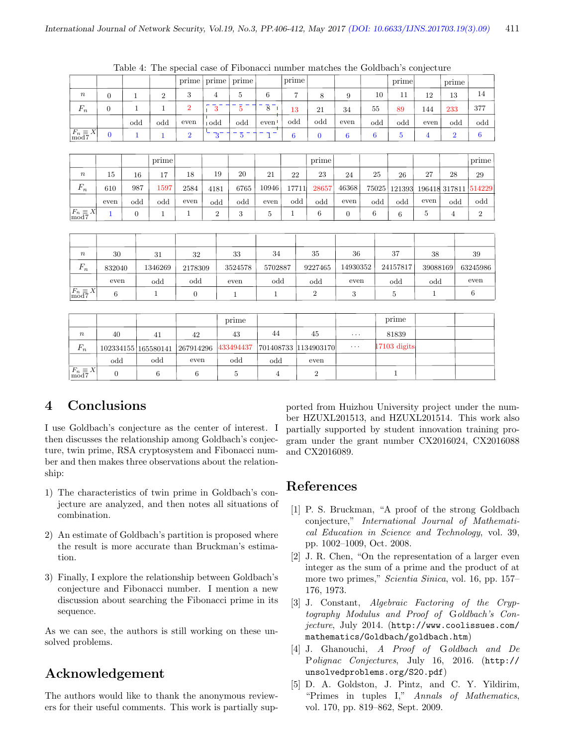Table 4: The special case of Fibonacci number matches the Goldbach's conjecture

| | | | | prime | prime | prime | | prime | | | | prime | | prime | |
|---|---|---|---|---|---|---|---|---|---|---|---|---|---|---|---|
| $n$ | 0 | 1 | 2 | 3 | 4 | 5 | 6 | 7 | 8 | 9 | 10 | 11 | 12 | 13 | 14 |
| $F_n$ | 0 | 1 | 1 | 2 | 3 | 5 | 8 | 13 | 21 | 34 | 55 | 89 | 144 | 233 | 377 |
| | | odd | odd | even | odd | odd | even | odd | odd | even | odd | odd | even | odd | odd |
| $F_n \equiv X$ mod7 | 0 | 1 | 1 | 2 | 3 | 5 | 1 | 6 | 0 | 6 | 6 | 5 | 4 | 2 | 6 |

| | | | prime | | | | | | prime | | | | | | prime |
|---|---|---|---|---|---|---|---|---|---|---|---|---|---|---|---|
| $n$ | 15 | 16 | 17 | 18 | 19 | 20 | 21 | 22 | 23 | 24 | 25 | 26 | 27 | 28 | 29 |
| $F_n$ | 610 | 987 | 1597 | 2584 | 4181 | 6765 | 10946 | 17711 | 28657 | 46368 | 75025 | 121393 | 196418 | 317811 | 514229 |
| | even | odd | odd | even | odd | odd | even | odd | odd | even | odd | odd | even | odd | odd |
| $F_n \equiv X$ mod7 | 1 | 0 | 1 | 1 | 2 | 3 | 5 | 1 | 6 | 0 | 6 | 6 | 5 | 4 | 2 |

| | | | | | | | | | | |
|---|---|---|---|---|---|---|---|---|---|---|
| $n$ | 30 | 31 | 32 | 33 | 34 | 35 | 36 | 37 | 38 | 39 |
| $F_n$ | 832040 | 1346269 | 2178309 | 3524578 | 5702887 | 9227465 | 14930352 | 24157817 | 39088169 | 63245986 |
| | even | odd | odd | even | odd | odd | even | odd | odd | even |
| $F_n \equiv X$ mod7 | 6 | 1 | 0 | 1 | 1 | 2 | 3 | 5 | 1 | 6 |

| | | | | prime | | | | prime | | |
|---|---|---|---|---|---|---|---|---|---|---|
| $n$ | 40 | 41 | 42 | 43 | 44 | 45 | ... | 81839 | | |
| $F_n$ | 102334155 | 165580141 | 267914296 | 433494437 | 701408733 | 1134903170 | ... | 17103 digits | | |
| | odd | odd | even | odd | odd | even | | | | |
| $F_n \equiv X$ mod7 | 0 | 6 | 6 | 5 | 4 | 2 | | 1 | | |

## 4 Conclusions

I use Goldbach's conjecture as the center of interest. I then discusses the relationship among Goldbach's conjecture, twin prime, RSA cryptosystem and Fibonacci number and then makes three observations about the relationship:

1) The characteristics of twin prime in Goldbach's conjecture are analyzed, and then notes all situations of combination.

2) An estimate of Goldbach's partition is proposed where the result is more accurate than Bruckman's estimation.

3) Finally, I explore the relationship between Goldbach's conjecture and Fibonacci number. I mention a new discussion about searching the Fibonacci prime in its sequence.

As we can see, the authors is still working on these unsolved problems.

## Acknowledgement

The authors would like to thank the anonymous reviewers for their useful comments. This work is partially supported from Huizhou University project under the number HZUXL201513, and HZUXL201514. This work also partially supported by student innovation training program under the grant number CX2016024, CX2016088 and CX2016089.

## References

[1] P. S. Bruckman, "A proof of the strong Goldbach conjecture," *International Journal of Mathematical Education in Science and Technology*, vol. 39, pp. 1002–1009, Oct. 2008.

[2] J. R. Chen, "On the representation of a larger even integer as the sum of a prime and the product of at more two primes," *Scientia Sinica*, vol. 16, pp. 157–176, 1973.

[3] J. Constant, *Algebraic Factoring of the Cryptography Modulus and Proof of Goldbach's Conjecture*, July 2014. (http://www.coolissues.com/mathematics/Goldbach/goldbach.htm)

[4] J. Ghanouchi, *A Proof of Goldbach and De Polignac Conjectures*, July 16, 2016. (http://unsolvedproblems.org/S20.pdf)

[5] D. A. Goldston, J. Pintz, and C. Y. Yildirim, "Primes in tuples I," *Annals of Mathematics*, vol. 170, pp. 819–862, Sept. 2009.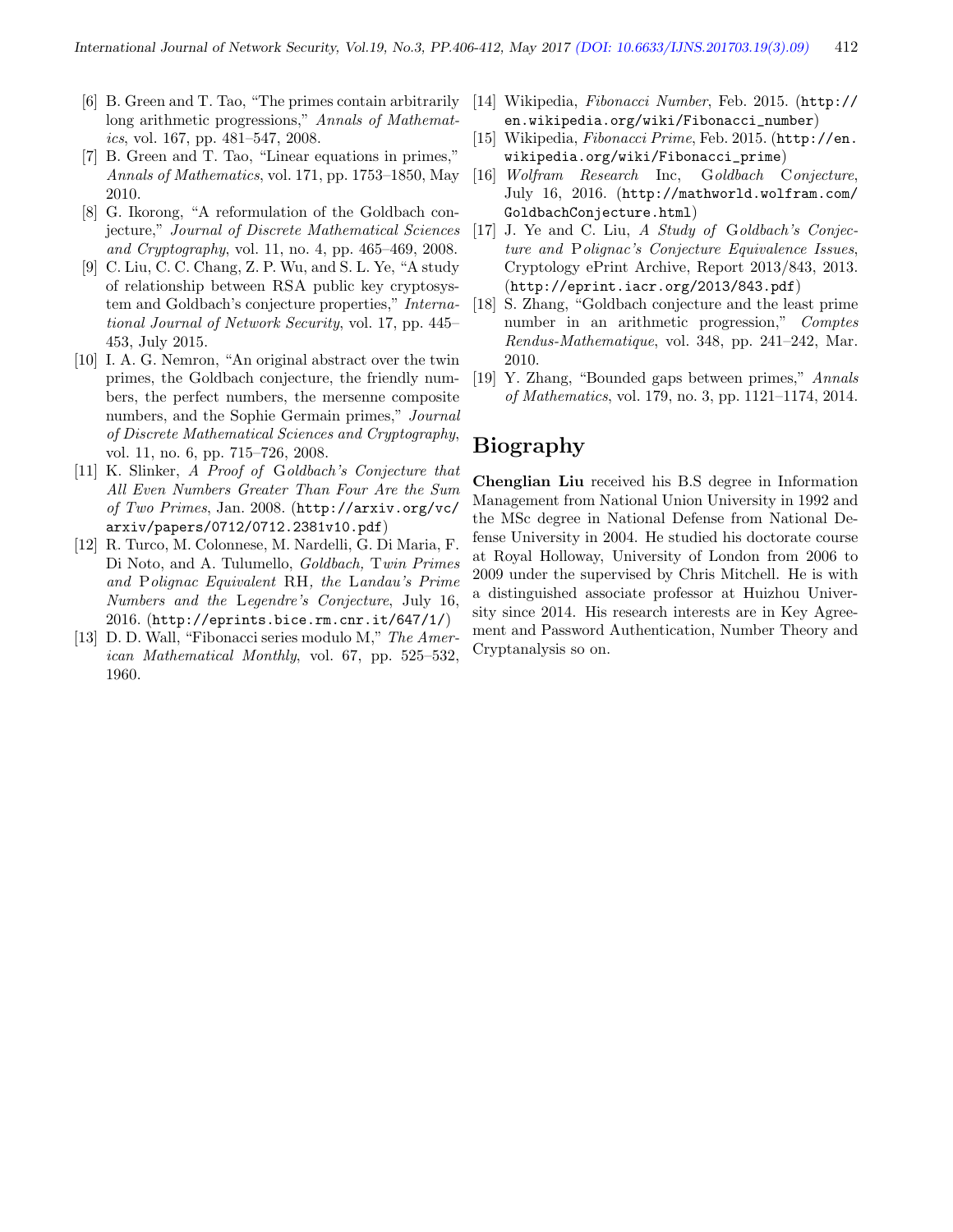[6] B. Green and T. Tao, "The primes contain arbitrarily long arithmetic progressions," *Annals of Mathematics*, vol. 167, pp. 481–547, 2008.

[7] B. Green and T. Tao, "Linear equations in primes," *Annals of Mathematics*, vol. 171, pp. 1753–1850, May 2010.

[8] G. Ikorong, "A reformulation of the Goldbach conjecture," *Journal of Discrete Mathematical Sciences and Cryptography*, vol. 11, no. 4, pp. 465–469, 2008.

[9] C. Liu, C. C. Chang, Z. P. Wu, and S. L. Ye, "A study of relationship between RSA public key cryptosystem and Goldbach's conjecture properties," *International Journal of Network Security*, vol. 17, pp. 445–453, July 2015.

[10] I. A. G. Nemron, "An original abstract over the twin primes, the Goldbach conjecture, the friendly numbers, the perfect numbers, the mersenne composite numbers, and the Sophie Germain primes," *Journal of Discrete Mathematical Sciences and Cryptography*, vol. 11, no. 6, pp. 715–726, 2008.

[11] K. Slinker, *A Proof of Goldbach's Conjecture that All Even Numbers Greater Than Four Are the Sum of Two Primes*, Jan. 2008. (http://arxiv.org/vc/arxiv/papers/0712/0712.2381v10.pdf)

[12] R. Turco, M. Colonnese, M. Nardelli, G. Di Maria, F. Di Noto, and A. Tulumello, *Goldbach, Twin Primes and Polignac Equivalent* RH*, the Landau's Prime Numbers and the Legendre's Conjecture*, July 16, 2016. (http://eprints.bice.rm.cnr.it/647/1/)

[13] D. D. Wall, "Fibonacci series modulo M," *The American Mathematical Monthly*, vol. 67, pp. 525–532, 1960.

[14] Wikipedia, *Fibonacci Number*, Feb. 2015. (http://en.wikipedia.org/wiki/Fibonacci_number)

[15] Wikipedia, *Fibonacci Prime*, Feb. 2015. (http://en.wikipedia.org/wiki/Fibonacci_prime)

[16] *Wolfram Research* Inc, *Goldbach Conjecture*, July 16, 2016. (http://mathworld.wolfram.com/GoldbachConjecture.html)

[17] J. Ye and C. Liu, *A Study of Goldbach's Conjecture and Polignac's Conjecture Equivalence Issues*, Cryptology ePrint Archive, Report 2013/843, 2013. (http://eprint.iacr.org/2013/843.pdf)

[18] S. Zhang, "Goldbach conjecture and the least prime number in an arithmetic progression," *Comptes Rendus-Mathematique*, vol. 348, pp. 241–242, Mar. 2010.

[19] Y. Zhang, "Bounded gaps between primes," *Annals of Mathematics*, vol. 179, no. 3, pp. 1121–1174, 2014.

# Biography

**Chenglian Liu** received his B.S degree in Information Management from National Union University in 1992 and the MSc degree in National Defense from National Defense University in 2004. He studied his doctorate course at Royal Holloway, University of London from 2006 to 2009 under the supervised by Chris Mitchell. He is with a distinguished associate professor at Huizhou University since 2014. His research interests are in Key Agreement and Password Authentication, Number Theory and Cryptanalysis so on.